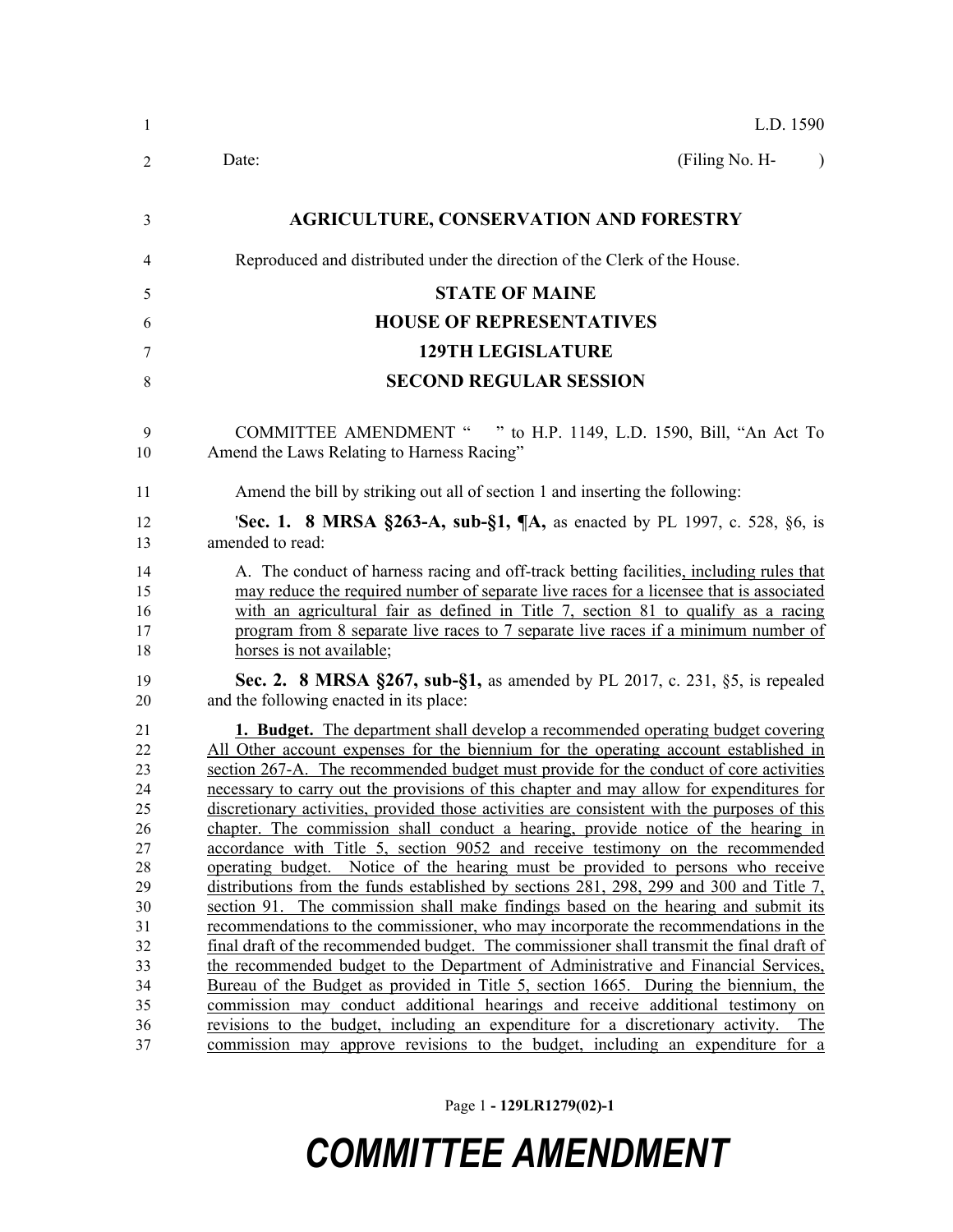L.D. 1590

Date: (Filing No. H- )

**AGRICULTURE, CONSERVATION AND FORESTRY**

Reproduced and distributed under the direction of the Clerk of the House.

**STATE OF MAINE**

**HOUSE OF REPRESENTATIVES**

**129TH LEGISLATURE**

**SECOND REGULAR SESSION**

COMMITTEE AMENDMENT " " to H.P. 1149, L.D. 1590, Bill, "An Act To Amend the Laws Relating to Harness Racing"

Amend the bill by striking out all of section 1 and inserting the following:

'**Sec. 1. 8 MRSA §263-A, sub-§1, ¶A,** as enacted by PL 1997, c. 528, §6, is amended to read:

A. The conduct of harness racing and off-track betting facilities, including rules that may reduce the required number of separate live races for a licensee that is associated with an agricultural fair as defined in Title 7, section 81 to qualify as a racing program from 8 separate live races to 7 separate live races if a minimum number of horses is not available;

**Sec. 2. 8 MRSA §267, sub-§1,** as amended by PL 2017, c. 231, §5, is repealed and the following enacted in its place:

**1. Budget.** The department shall develop a recommended operating budget covering All Other account expenses for the biennium for the operating account established in section 267-A. The recommended budget must provide for the conduct of core activities necessary to carry out the provisions of this chapter and may allow for expenditures for discretionary activities, provided those activities are consistent with the purposes of this chapter. The commission shall conduct a hearing, provide notice of the hearing in accordance with Title 5, section 9052 and receive testimony on the recommended operating budget. Notice of the hearing must be provided to persons who receive distributions from the funds established by sections 281, 298, 299 and 300 and Title 7, section 91. The commission shall make findings based on the hearing and submit its recommendations to the commissioner, who may incorporate the recommendations in the final draft of the recommended budget. The commissioner shall transmit the final draft of the recommended budget to the Department of Administrative and Financial Services, Bureau of the Budget as provided in Title 5, section 1665. During the biennium, the commission may conduct additional hearings and receive additional testimony on revisions to the budget, including an expenditure for a discretionary activity. The commission may approve revisions to the budget, including an expenditure for a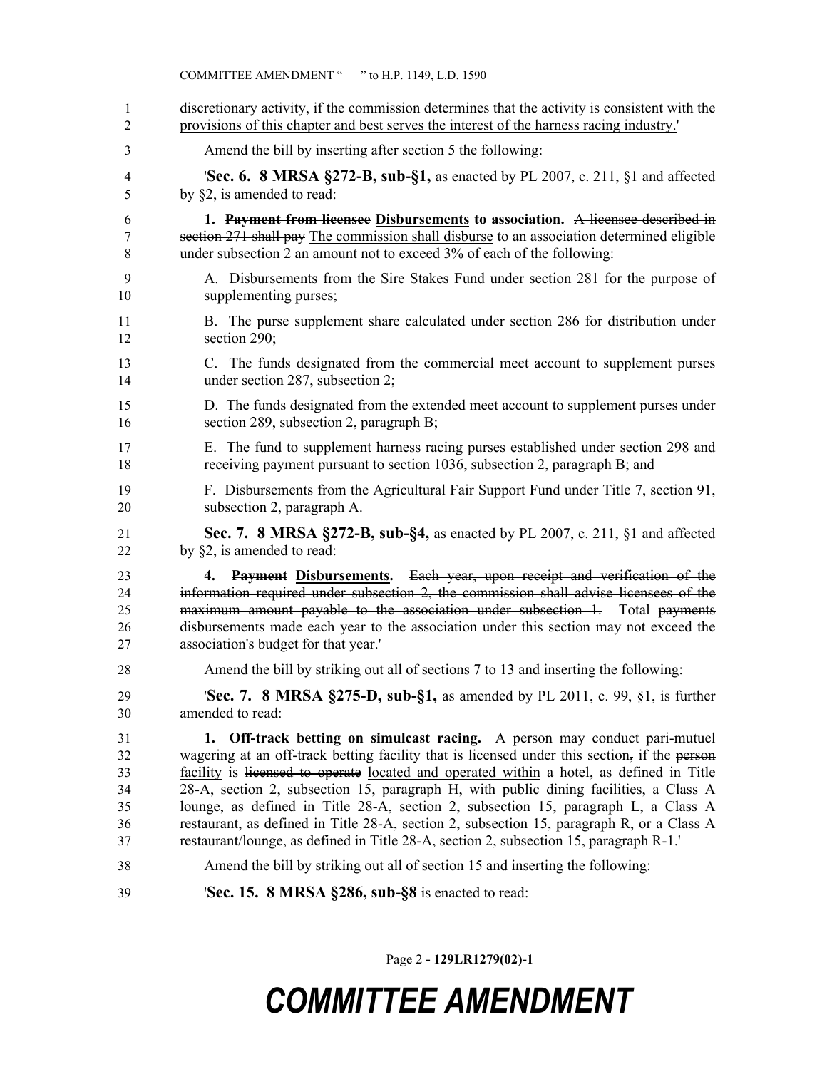discretionary activity, if the commission determines that the activity is consistent with the provisions of this chapter and best serves the interest of the harness racing industry.'

Amend the bill by inserting after section 5 the following:

'**Sec. 6. 8 MRSA §272-B, sub-§1,** as enacted by PL 2007, c. 211, §1 and affected by §2, is amended to read:

**1. ~~Payment from licensee~~ Disbursements to association.** ~~A licensee described in section 271 shall pay~~ The commission shall disburse to an association determined eligible under subsection 2 an amount not to exceed 3% of each of the following:

A. Disbursements from the Sire Stakes Fund under section 281 for the purpose of supplementing purses;

B. The purse supplement share calculated under section 286 for distribution under section 290;

C. The funds designated from the commercial meet account to supplement purses under section 287, subsection 2;

D. The funds designated from the extended meet account to supplement purses under section 289, subsection 2, paragraph B;

E. The fund to supplement harness racing purses established under section 298 and receiving payment pursuant to section 1036, subsection 2, paragraph B; and

F. Disbursements from the Agricultural Fair Support Fund under Title 7, section 91, subsection 2, paragraph A.

**Sec. 7. 8 MRSA §272-B, sub-§4,** as enacted by PL 2007, c. 211, §1 and affected by §2, is amended to read:

**4. ~~Payment~~ Disbursements.** ~~Each year, upon receipt and verification of the information required under subsection 2, the commission shall advise licensees of the maximum amount payable to the association under subsection 1.~~ Total ~~payments~~ disbursements made each year to the association under this section may not exceed the association's budget for that year.'

Amend the bill by striking out all of sections 7 to 13 and inserting the following:

'**Sec. 7. 8 MRSA §275-D, sub-§1,** as amended by PL 2011, c. 99, §1, is further amended to read:

**1. Off-track betting on simulcast racing.** A person may conduct pari-mutuel wagering at an off-track betting facility that is licensed under this section~~,~~ if the ~~person~~ facility is ~~licensed to operate~~ located and operated within a hotel, as defined in Title 28-A, section 2, subsection 15, paragraph H, with public dining facilities, a Class A lounge, as defined in Title 28-A, section 2, subsection 15, paragraph L, a Class A restaurant, as defined in Title 28-A, section 2, subsection 15, paragraph R, or a Class A restaurant/lounge, as defined in Title 28-A, section 2, subsection 15, paragraph R-1.'

Amend the bill by striking out all of section 15 and inserting the following:

'**Sec. 15. 8 MRSA §286, sub-§8** is enacted to read: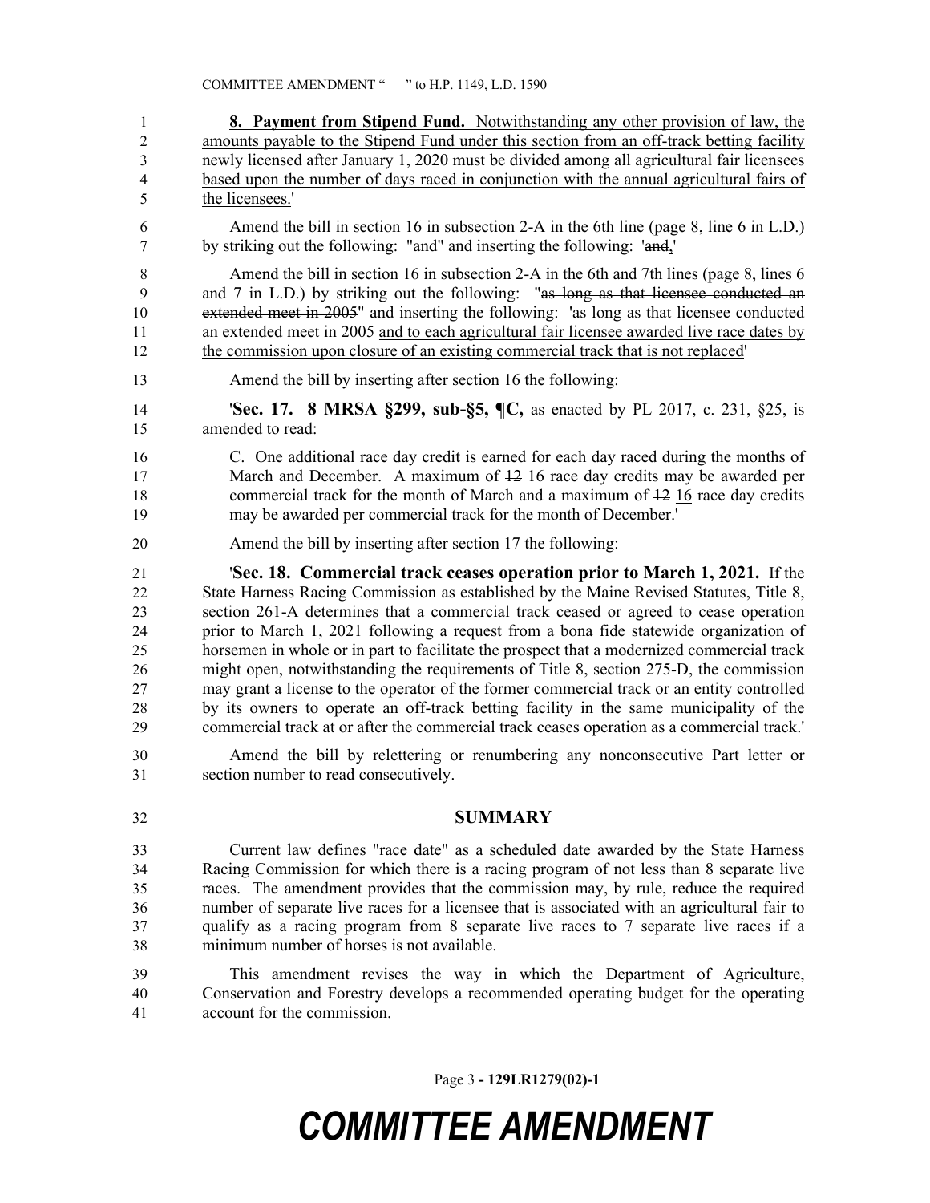**8. Payment from Stipend Fund.** Notwithstanding any other provision of law, the amounts payable to the Stipend Fund under this section from an off-track betting facility newly licensed after January 1, 2020 must be divided among all agricultural fair licensees based upon the number of days raced in conjunction with the annual agricultural fairs of the licensees.'

Amend the bill in section 16 in subsection 2-A in the 6th line (page 8, line 6 in L.D.) by striking out the following: "and" and inserting the following: '~~and~~,'

Amend the bill in section 16 in subsection 2-A in the 6th and 7th lines (page 8, lines 6 and 7 in L.D.) by striking out the following: "~~as long as that licensee conducted an extended meet in 2005~~" and inserting the following: 'as long as that licensee conducted an extended meet in 2005 and to each agricultural fair licensee awarded live race dates by the commission upon closure of an existing commercial track that is not replaced'

Amend the bill by inserting after section 16 the following:

'**Sec. 17. 8 MRSA §299, sub-§5, ¶C,** as enacted by PL 2017, c. 231, §25, is amended to read:

C. One additional race day credit is earned for each day raced during the months of March and December. A maximum of ~~12~~ 16 race day credits may be awarded per commercial track for the month of March and a maximum of ~~12~~ 16 race day credits may be awarded per commercial track for the month of December.'

Amend the bill by inserting after section 17 the following:

'**Sec. 18. Commercial track ceases operation prior to March 1, 2021.** If the State Harness Racing Commission as established by the Maine Revised Statutes, Title 8, section 261-A determines that a commercial track ceased or agreed to cease operation prior to March 1, 2021 following a request from a bona fide statewide organization of horsemen in whole or in part to facilitate the prospect that a modernized commercial track might open, notwithstanding the requirements of Title 8, section 275-D, the commission may grant a license to the operator of the former commercial track or an entity controlled by its owners to operate an off-track betting facility in the same municipality of the commercial track at or after the commercial track ceases operation as a commercial track.'

Amend the bill by relettering or renumbering any nonconsecutive Part letter or section number to read consecutively.

## SUMMARY

Current law defines "race date" as a scheduled date awarded by the State Harness Racing Commission for which there is a racing program of not less than 8 separate live races. The amendment provides that the commission may, by rule, reduce the required number of separate live races for a licensee that is associated with an agricultural fair to qualify as a racing program from 8 separate live races to 7 separate live races if a minimum number of horses is not available.

This amendment revises the way in which the Department of Agriculture, Conservation and Forestry develops a recommended operating budget for the operating account for the commission.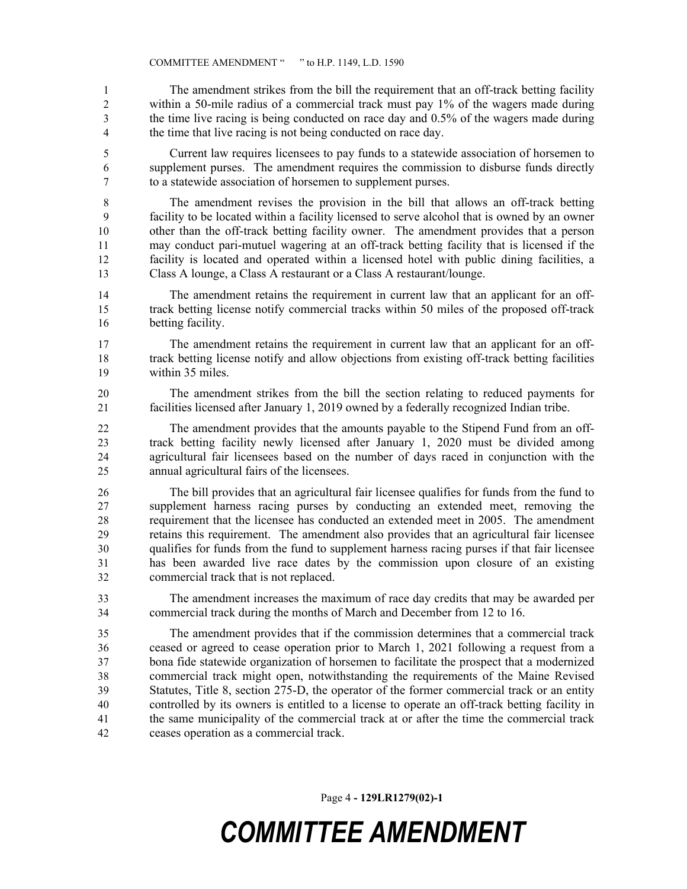The amendment strikes from the bill the requirement that an off-track betting facility within a 50-mile radius of a commercial track must pay 1% of the wagers made during the time live racing is being conducted on race day and 0.5% of the wagers made during the time that live racing is not being conducted on race day.

Current law requires licensees to pay funds to a statewide association of horsemen to supplement purses. The amendment requires the commission to disburse funds directly to a statewide association of horsemen to supplement purses.

The amendment revises the provision in the bill that allows an off-track betting facility to be located within a facility licensed to serve alcohol that is owned by an owner other than the off-track betting facility owner. The amendment provides that a person may conduct pari-mutuel wagering at an off-track betting facility that is licensed if the facility is located and operated within a licensed hotel with public dining facilities, a Class A lounge, a Class A restaurant or a Class A restaurant/lounge.

The amendment retains the requirement in current law that an applicant for an off-track betting license notify commercial tracks within 50 miles of the proposed off-track betting facility.

The amendment retains the requirement in current law that an applicant for an off-track betting license notify and allow objections from existing off-track betting facilities within 35 miles.

The amendment strikes from the bill the section relating to reduced payments for facilities licensed after January 1, 2019 owned by a federally recognized Indian tribe.

The amendment provides that the amounts payable to the Stipend Fund from an off-track betting facility newly licensed after January 1, 2020 must be divided among agricultural fair licensees based on the number of days raced in conjunction with the annual agricultural fairs of the licensees.

The bill provides that an agricultural fair licensee qualifies for funds from the fund to supplement harness racing purses by conducting an extended meet, removing the requirement that the licensee has conducted an extended meet in 2005. The amendment retains this requirement. The amendment also provides that an agricultural fair licensee qualifies for funds from the fund to supplement harness racing purses if that fair licensee has been awarded live race dates by the commission upon closure of an existing commercial track that is not replaced.

The amendment increases the maximum of race day credits that may be awarded per commercial track during the months of March and December from 12 to 16.

The amendment provides that if the commission determines that a commercial track ceased or agreed to cease operation prior to March 1, 2021 following a request from a bona fide statewide organization of horsemen to facilitate the prospect that a modernized commercial track might open, notwithstanding the requirements of the Maine Revised Statutes, Title 8, section 275-D, the operator of the former commercial track or an entity controlled by its owners is entitled to a license to operate an off-track betting facility in the same municipality of the commercial track at or after the time the commercial track ceases operation as a commercial track.